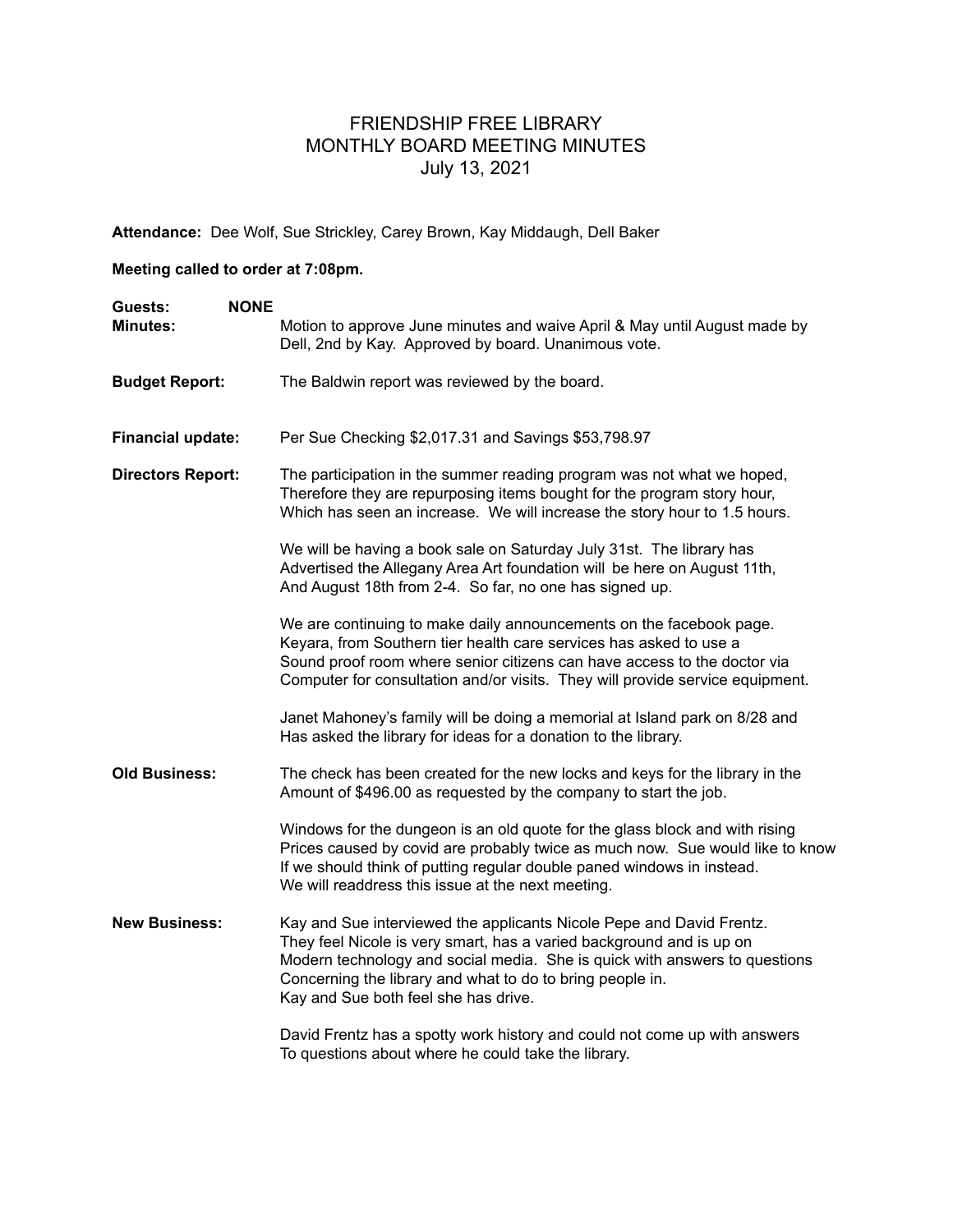# FRIENDSHIP FREE LIBRARY
## MONTHLY BOARD MEETING MINUTES
### July 13, 2021

**Attendance:** Dee Wolf, Sue Strickley, Carey Brown, Kay Middaugh, Dell Baker

**Meeting called to order at 7:08pm.**

**Guests:** **NONE**

**Minutes:** Motion to approve June minutes and waive April & May until August made by Dell, 2nd by Kay. Approved by board. Unanimous vote.

**Budget Report:** The Baldwin report was reviewed by the board.

**Financial update:** Per Sue Checking $2,017.31 and Savings $53,798.97

**Directors Report:** The participation in the summer reading program was not what we hoped, Therefore they are repurposing items bought for the program story hour, Which has seen an increase. We will increase the story hour to 1.5 hours.

We will be having a book sale on Saturday July 31st. The library has Advertised the Allegany Area Art foundation will be here on August 11th, And August 18th from 2-4. So far, no one has signed up.

We are continuing to make daily announcements on the facebook page. Keyara, from Southern tier health care services has asked to use a Sound proof room where senior citizens can have access to the doctor via Computer for consultation and/or visits. They will provide service equipment.

Janet Mahoney's family will be doing a memorial at Island park on 8/28 and Has asked the library for ideas for a donation to the library.

**Old Business:** The check has been created for the new locks and keys for the library in the Amount of $496.00 as requested by the company to start the job.

Windows for the dungeon is an old quote for the glass block and with rising Prices caused by covid are probably twice as much now. Sue would like to know If we should think of putting regular double paned windows in instead. We will readdress this issue at the next meeting.

**New Business:** Kay and Sue interviewed the applicants Nicole Pepe and David Frentz. They feel Nicole is very smart, has a varied background and is up on Modern technology and social media. She is quick with answers to questions Concerning the library and what to do to bring people in. Kay and Sue both feel she has drive.

David Frentz has a spotty work history and could not come up with answers To questions about where he could take the library.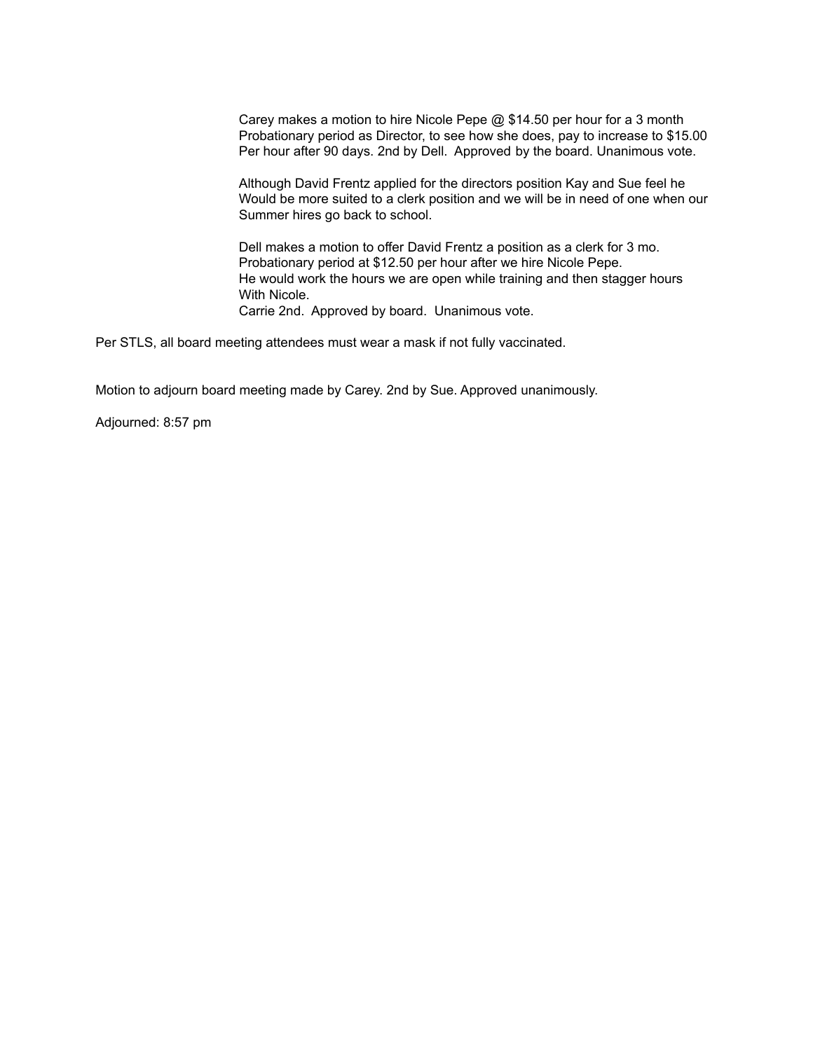Carey makes a motion to hire Nicole Pepe @ $14.50 per hour for a 3 month Probationary period as Director, to see how she does, pay to increase to $15.00 Per hour after 90 days. 2nd by Dell. Approved by the board. Unanimous vote.

Although David Frentz applied for the directors position Kay and Sue feel he Would be more suited to a clerk position and we will be in need of one when our Summer hires go back to school.

Dell makes a motion to offer David Frentz a position as a clerk for 3 mo. Probationary period at $12.50 per hour after we hire Nicole Pepe.
He would work the hours we are open while training and then stagger hours With Nicole.
Carrie 2nd. Approved by board. Unanimous vote.

Per STLS, all board meeting attendees must wear a mask if not fully vaccinated.

Motion to adjourn board meeting made by Carey. 2nd by Sue. Approved unanimously.

Adjourned: 8:57 pm